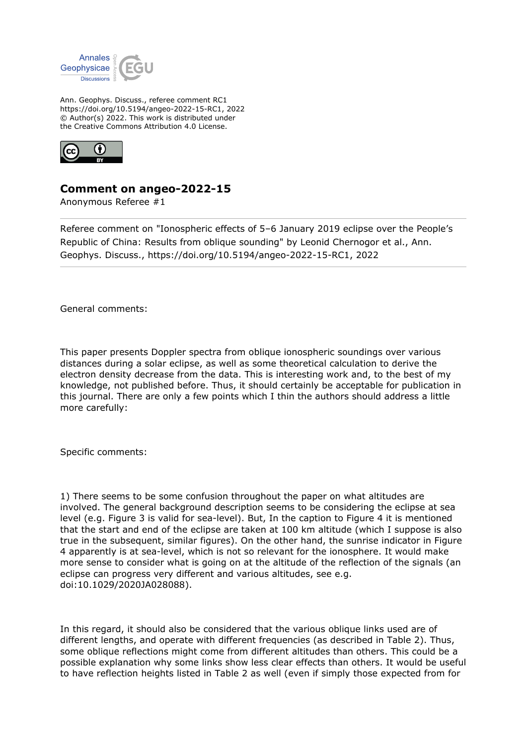Ann. Geophys. Discuss., referee comment RC1
https://doi.org/10.5194/angeo-2022-15-RC1, 2022
© Author(s) 2022. This work is distributed under
the Creative Commons Attribution 4.0 License.

## Comment on angeo-2022-15

Anonymous Referee #1

Referee comment on "Ionospheric effects of 5–6 January 2019 eclipse over the People's Republic of China: Results from oblique sounding" by Leonid Chernogor et al., Ann. Geophys. Discuss., https://doi.org/10.5194/angeo-2022-15-RC1, 2022

General comments:

This paper presents Doppler spectra from oblique ionospheric soundings over various distances during a solar eclipse, as well as some theoretical calculation to derive the electron density decrease from the data. This is interesting work and, to the best of my knowledge, not published before. Thus, it should certainly be acceptable for publication in this journal. There are only a few points which I thin the authors should address a little more carefully:

Specific comments:

1) There seems to be some confusion throughout the paper on what altitudes are involved. The general background description seems to be considering the eclipse at sea level (e.g. Figure 3 is valid for sea-level). But, In the caption to Figure 4 it is mentioned that the start and end of the eclipse are taken at 100 km altitude (which I suppose is also true in the subsequent, similar figures). On the other hand, the sunrise indicator in Figure 4 apparently is at sea-level, which is not so relevant for the ionosphere. It would make more sense to consider what is going on at the altitude of the reflection of the signals (an eclipse can progress very different and various altitudes, see e.g. doi:10.1029/2020JA028088).

In this regard, it should also be considered that the various oblique links used are of different lengths, and operate with different frequencies (as described in Table 2). Thus, some oblique reflections might come from different altitudes than others. This could be a possible explanation why some links show less clear effects than others. It would be useful to have reflection heights listed in Table 2 as well (even if simply those expected from for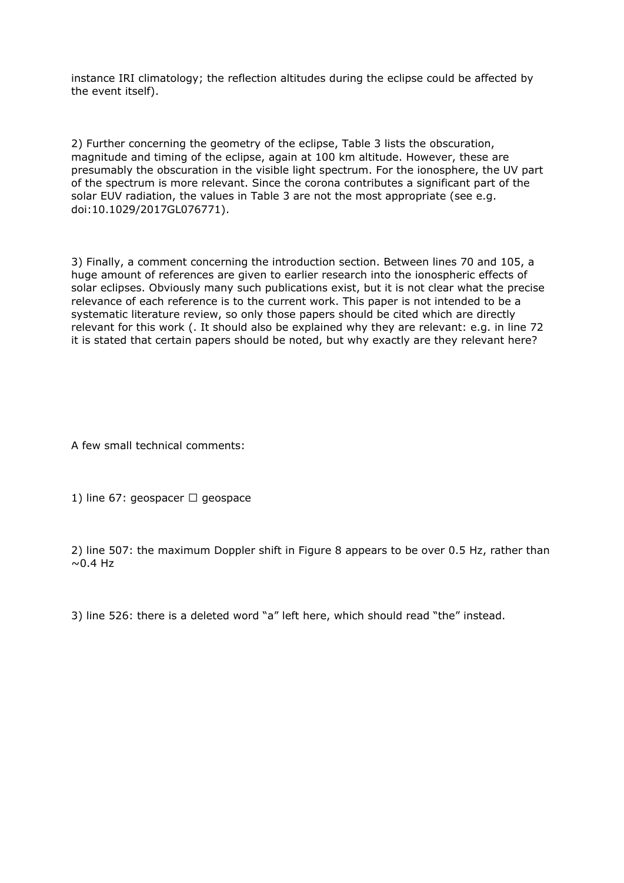instance IRI climatology; the reflection altitudes during the eclipse could be affected by the event itself).

2) Further concerning the geometry of the eclipse, Table 3 lists the obscuration, magnitude and timing of the eclipse, again at 100 km altitude. However, these are presumably the obscuration in the visible light spectrum. For the ionosphere, the UV part of the spectrum is more relevant. Since the corona contributes a significant part of the solar EUV radiation, the values in Table 3 are not the most appropriate (see e.g. doi:10.1029/2017GL076771).

3) Finally, a comment concerning the introduction section. Between lines 70 and 105, a huge amount of references are given to earlier research into the ionospheric effects of solar eclipses. Obviously many such publications exist, but it is not clear what the precise relevance of each reference is to the current work. This paper is not intended to be a systematic literature review, so only those papers should be cited which are directly relevant for this work (. It should also be explained why they are relevant: e.g. in line 72 it is stated that certain papers should be noted, but why exactly are they relevant here?

A few small technical comments:

1) line 67: geospacer ☐ geospace

2) line 507: the maximum Doppler shift in Figure 8 appears to be over 0.5 Hz, rather than ~0.4 Hz

3) line 526: there is a deleted word "a" left here, which should read "the" instead.